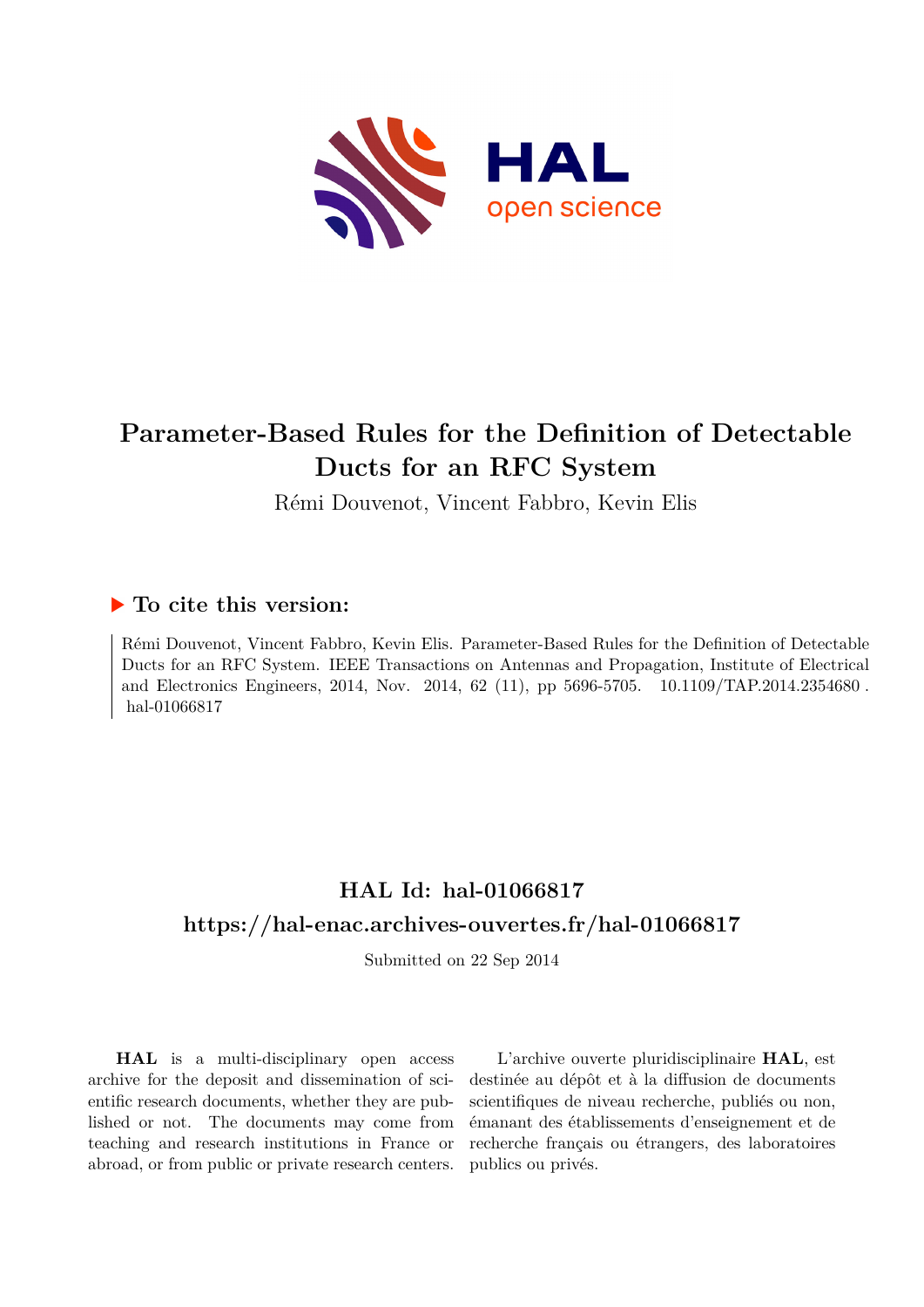# Parameter-Based Rules for the Definition of Detectable Ducts for an RFC System

Rémi Douvenot, Vincent Fabbro, Kevin Elis

## ▶ To cite this version:

Rémi Douvenot, Vincent Fabbro, Kevin Elis. Parameter-Based Rules for the Definition of Detectable Ducts for an RFC System. IEEE Transactions on Antennas and Propagation, Institute of Electrical and Electronics Engineers, 2014, Nov. 2014, 62 (11), pp 5696-5705. 10.1109/TAP.2014.2354680 . hal-01066817

## HAL Id: hal-01066817

## https://hal-enac.archives-ouvertes.fr/hal-01066817

Submitted on 22 Sep 2014

**HAL** is a multi-disciplinary open access archive for the deposit and dissemination of scientific research documents, whether they are published or not. The documents may come from teaching and research institutions in France or abroad, or from public or private research centers.

L'archive ouverte pluridisciplinaire **HAL**, est destinée au dépôt et à la diffusion de documents scientifiques de niveau recherche, publiés ou non, émanant des établissements d'enseignement et de recherche français ou étrangers, des laboratoires publics ou privés.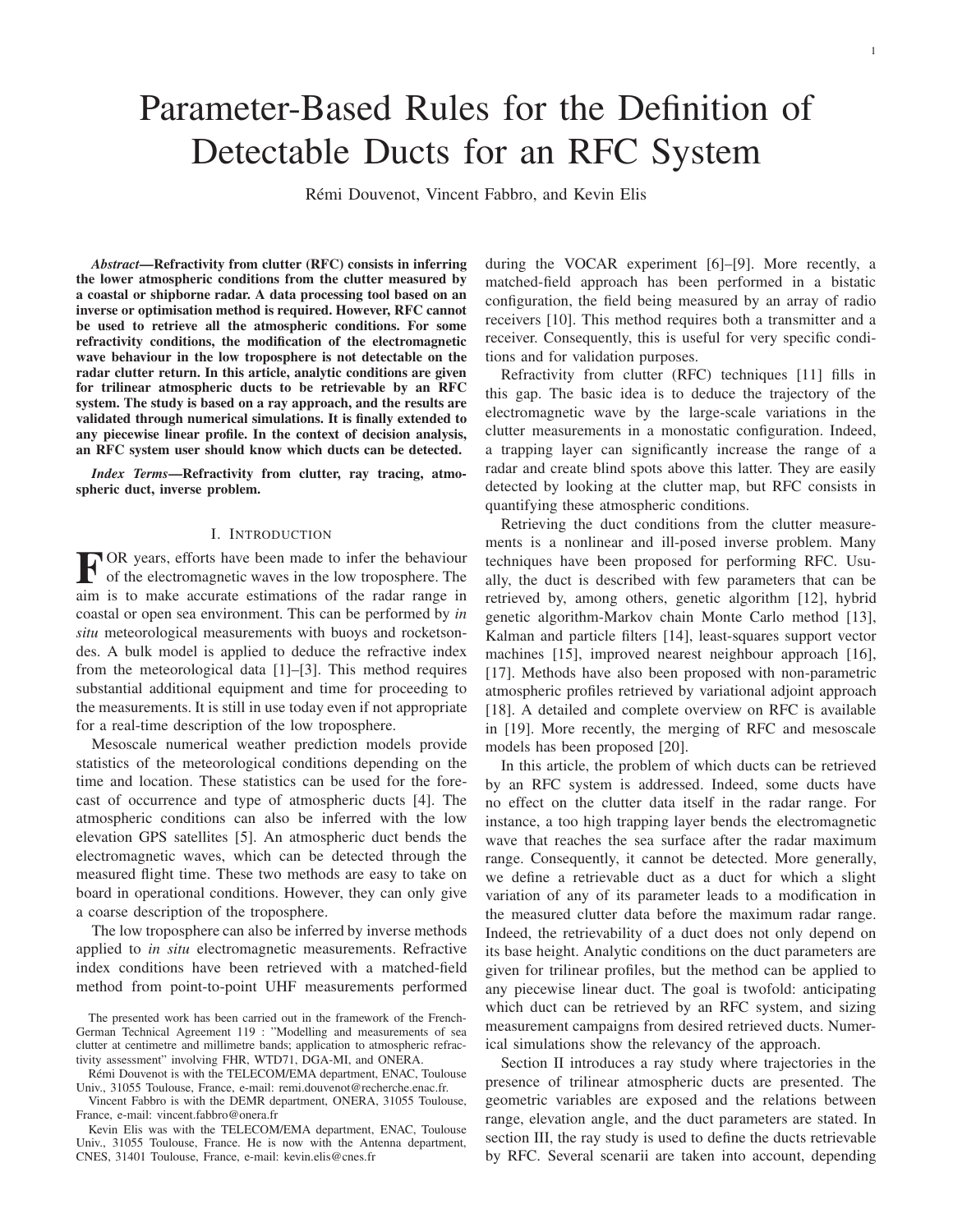# Parameter-Based Rules for the Definition of Detectable Ducts for an RFC System

Rémi Douvenot, Vincent Fabbro, and Kevin Elis

***Abstract*—Refractivity from clutter (RFC) consists in inferring the lower atmospheric conditions from the clutter measured by a coastal or shipborne radar. A data processing tool based on an inverse or optimisation method is required. However, RFC cannot be used to retrieve all the atmospheric conditions. For some refractivity conditions, the modification of the electromagnetic wave behaviour in the low troposphere is not detectable on the radar clutter return. In this article, analytic conditions are given for trilinear atmospheric ducts to be retrievable by an RFC system. The study is based on a ray approach, and the results are validated through numerical simulations. It is finally extended to any piecewise linear profile. In the context of decision analysis, an RFC system user should know which ducts can be detected.**

***Index Terms*—Refractivity from clutter, ray tracing, atmospheric duct, inverse problem.**

## I. Introduction

For years, efforts have been made to infer the behaviour of the electromagnetic waves in the low troposphere. The aim is to make accurate estimations of the radar range in coastal or open sea environment. This can be performed by *in situ* meteorological measurements with buoys and rocketsondes. A bulk model is applied to deduce the refractive index from the meteorological data [1]–[3]. This method requires substantial additional equipment and time for proceeding to the measurements. It is still in use today even if not appropriate for a real-time description of the low troposphere.

Mesoscale numerical weather prediction models provide statistics of the meteorological conditions depending on the time and location. These statistics can be used for the forecast of occurrence and type of atmospheric ducts [4]. The atmospheric conditions can also be inferred with the low elevation GPS satellites [5]. An atmospheric duct bends the electromagnetic waves, which can be detected through the measured flight time. These two methods are easy to take on board in operational conditions. However, they can only give a coarse description of the troposphere.

The low troposphere can also be inferred by inverse methods applied to *in situ* electromagnetic measurements. Refractive index conditions have been retrieved with a matched-field method from point-to-point UHF measurements performed during the VOCAR experiment [6]–[9]. More recently, a matched-field approach has been performed in a bistatic configuration, the field being measured by an array of radio receivers [10]. This method requires both a transmitter and a receiver. Consequently, this is useful for very specific conditions and for validation purposes.

Refractivity from clutter (RFC) techniques [11] fills in this gap. The basic idea is to deduce the trajectory of the electromagnetic wave by the large-scale variations in the clutter measurements in a monostatic configuration. Indeed, a trapping layer can significantly increase the range of a radar and create blind spots above this latter. They are easily detected by looking at the clutter map, but RFC consists in quantifying these atmospheric conditions.

Retrieving the duct conditions from the clutter measurements is a nonlinear and ill-posed inverse problem. Many techniques have been proposed for performing RFC. Usually, the duct is described with few parameters that can be retrieved by, among others, genetic algorithm [12], hybrid genetic algorithm-Markov chain Monte Carlo method [13], Kalman and particle filters [14], least-squares support vector machines [15], improved nearest neighbour approach [16], [17]. Methods have also been proposed with non-parametric atmospheric profiles retrieved by variational adjoint approach [18]. A detailed and complete overview on RFC is available in [19]. More recently, the merging of RFC and mesoscale models has been proposed [20].

In this article, the problem of which ducts can be retrieved by an RFC system is addressed. Indeed, some ducts have no effect on the clutter data itself in the radar range. For instance, a too high trapping layer bends the electromagnetic wave that reaches the sea surface after the radar maximum range. Consequently, it cannot be detected. More generally, we define a retrievable duct as a duct for which a slight variation of any of its parameter leads to a modification in the measured clutter data before the maximum radar range. Indeed, the retrievability of a duct does not only depend on its base height. Analytic conditions on the duct parameters are given for trilinear profiles, but the method can be applied to any piecewise linear duct. The goal is twofold: anticipating which duct can be retrieved by an RFC system, and sizing measurement campaigns from desired retrieved ducts. Numerical simulations show the relevancy of the approach.

Section II introduces a ray study where trajectories in the presence of trilinear atmospheric ducts are presented. The geometric variables are exposed and the relations between range, elevation angle, and the duct parameters are stated. In section III, the ray study is used to define the ducts retrievable by RFC. Several scenarii are taken into account, depending

The presented work has been carried out in the framework of the French-German Technical Agreement 119 : "Modelling and measurements of sea clutter at centimetre and millimetre bands; application to atmospheric refractivity assessment" involving FHR, WTD71, DGA-MI, and ONERA.

Rémi Douvenot is with the TELECOM/EMA department, ENAC, Toulouse Univ., 31055 Toulouse, France, e-mail: remi.douvenot@recherche.enac.fr.

Vincent Fabbro is with the DEMR department, ONERA, 31055 Toulouse, France, e-mail: vincent.fabbro@onera.fr

Kevin Elis was with the TELECOM/EMA department, ENAC, Toulouse Univ., 31055 Toulouse, France. He is now with the Antenna department, CNES, 31401 Toulouse, France, e-mail: kevin.elis@cnes.fr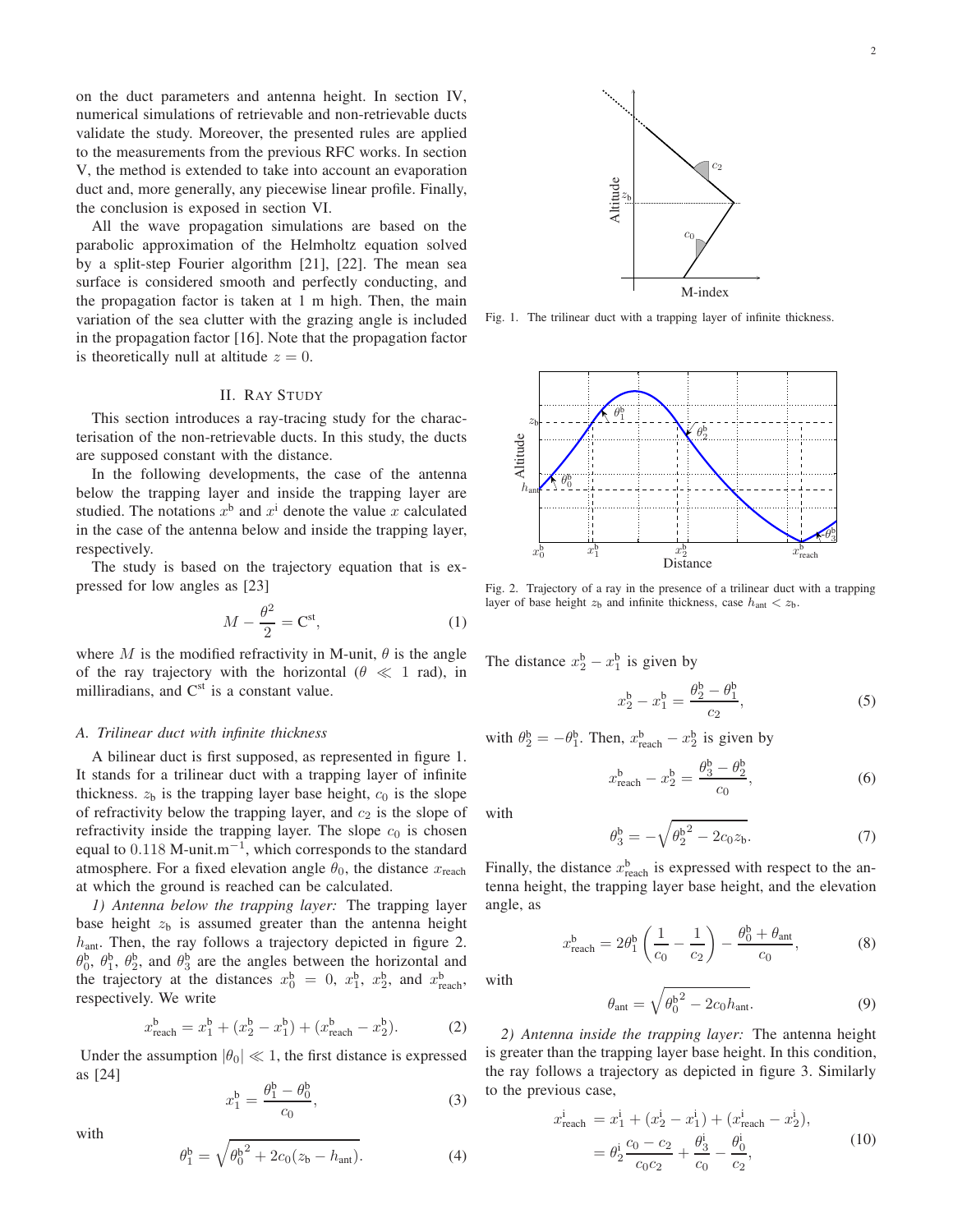on the duct parameters and antenna height. In section IV, numerical simulations of retrievable and non-retrievable ducts validate the study. Moreover, the presented rules are applied to the measurements from the previous RFC works. In section V, the method is extended to take into account an evaporation duct and, more generally, any piecewise linear profile. Finally, the conclusion is exposed in section VI.

All the wave propagation simulations are based on the parabolic approximation of the Helmholtz equation solved by a split-step Fourier algorithm [21], [22]. The mean sea surface is considered smooth and perfectly conducting, and the propagation factor is taken at 1 m high. Then, the main variation of the sea clutter with the grazing angle is included in the propagation factor [16]. Note that the propagation factor is theoretically null at altitude $z = 0$.

## II. Ray Study

This section introduces a ray-tracing study for the characterisation of the non-retrievable ducts. In this study, the ducts are supposed constant with the distance.

In the following developments, the case of the antenna below the trapping layer and inside the trapping layer are studied. The notations $x^{\mathrm{b}}$ and $x^{\mathrm{i}}$ denote the value $x$ calculated in the case of the antenna below and inside the trapping layer, respectively.

The study is based on the trajectory equation that is expressed for low angles as [23]

$$M - \frac{\theta^2}{2} = \mathrm{C}^{\mathrm{st}}, \tag{1}$$

where $M$ is the modified refractivity in M-unit, $\theta$ is the angle of the ray trajectory with the horizontal ($\theta \ll 1$ rad), in milliradians, and $\mathrm{C}^{\mathrm{st}}$ is a constant value.

### A. Trilinear duct with infinite thickness

A bilinear duct is first supposed, as represented in figure 1. It stands for a trilinear duct with a trapping layer of infinite thickness. $z_{\mathrm{b}}$ is the trapping layer base height, $c_0$ is the slope of refractivity below the trapping layer, and $c_2$ is the slope of refractivity inside the trapping layer. The slope $c_0$ is chosen equal to $0.118$ M-unit.m$^{-1}$, which corresponds to the standard atmosphere. For a fixed elevation angle $\theta_0$, the distance $x_{\mathrm{reach}}$ at which the ground is reached can be calculated.

*1) Antenna below the trapping layer:* The trapping layer base height $z_{\mathrm{b}}$ is assumed greater than the antenna height $h_{\mathrm{ant}}$. Then, the ray follows a trajectory depicted in figure 2. $\theta_0^{\mathrm{b}}$, $\theta_1^{\mathrm{b}}$, $\theta_2^{\mathrm{b}}$, and $\theta_3^{\mathrm{b}}$ are the angles between the horizontal and the trajectory at the distances $x_0^{\mathrm{b}} = 0$, $x_1^{\mathrm{b}}$, $x_2^{\mathrm{b}}$, and $x_{\mathrm{reach}}^{\mathrm{b}}$, respectively. We write

$$x_{\mathrm{reach}}^{\mathrm{b}} = x_1^{\mathrm{b}} + (x_2^{\mathrm{b}} - x_1^{\mathrm{b}}) + (x_{\mathrm{reach}}^{\mathrm{b}} - x_2^{\mathrm{b}}). \tag{2}$$

Under the assumption $|\theta_0| \ll 1$, the first distance is expressed as [24]

$$x_1^{\mathrm{b}} = \frac{\theta_1^{\mathrm{b}} - \theta_0^{\mathrm{b}}}{c_0}, \tag{3}$$

with

$$\theta_1^{\mathrm{b}} = \sqrt{{\theta_0^{\mathrm{b}}}^2 + 2c_0(z_{\mathrm{b}} - h_{\mathrm{ant}})}. \tag{4}$$

Fig. 1. The trilinear duct with a trapping layer of infinite thickness.

Fig. 2. Trajectory of a ray in the presence of a trilinear duct with a trapping layer of base height $z_{\mathrm{b}}$ and infinite thickness, case $h_{\mathrm{ant}} < z_{\mathrm{b}}$.

The distance $x_2^{\mathrm{b}} - x_1^{\mathrm{b}}$ is given by

$$x_2^{\mathrm{b}} - x_1^{\mathrm{b}} = \frac{\theta_2^{\mathrm{b}} - \theta_1^{\mathrm{b}}}{c_2}, \tag{5}$$

with $\theta_2^{\mathrm{b}} = -\theta_1^{\mathrm{b}}$. Then, $x_{\mathrm{reach}}^{\mathrm{b}} - x_2^{\mathrm{b}}$ is given by

$$x_{\mathrm{reach}}^{\mathrm{b}} - x_2^{\mathrm{b}} = \frac{\theta_3^{\mathrm{b}} - \theta_2^{\mathrm{b}}}{c_0}, \tag{6}$$

with

$$\theta_3^{\mathrm{b}} = -\sqrt{{\theta_2^{\mathrm{b}}}^2 - 2c_0 z_{\mathrm{b}}}. \tag{7}$$

Finally, the distance $x_{\mathrm{reach}}^{\mathrm{b}}$ is expressed with respect to the antenna height, the trapping layer base height, and the elevation angle, as

$$x_{\mathrm{reach}}^{\mathrm{b}} = 2\theta_1^{\mathrm{b}} \left( \frac{1}{c_0} - \frac{1}{c_2} \right) - \frac{\theta_0^{\mathrm{b}} + \theta_{\mathrm{ant}}}{c_0}, \tag{8}$$

with

$$\theta_{\mathrm{ant}} = \sqrt{{\theta_0^{\mathrm{b}}}^2 - 2c_0 h_{\mathrm{ant}}}. \tag{9}$$

*2) Antenna inside the trapping layer:* The antenna height is greater than the trapping layer base height. In this condition, the ray follows a trajectory as depicted in figure 3. Similarly to the previous case,

$$\begin{aligned} x_{\mathrm{reach}}^{\mathrm{i}} &= x_1^{\mathrm{i}} + (x_2^{\mathrm{i}} - x_1^{\mathrm{i}}) + (x_{\mathrm{reach}}^{\mathrm{i}} - x_2^{\mathrm{i}}), \\ &= \theta_2^{\mathrm{i}} \frac{c_0 - c_2}{c_0 c_2} + \frac{\theta_3^{\mathrm{i}}}{c_0} - \frac{\theta_0^{\mathrm{i}}}{c_2}, \end{aligned} \tag{10}$$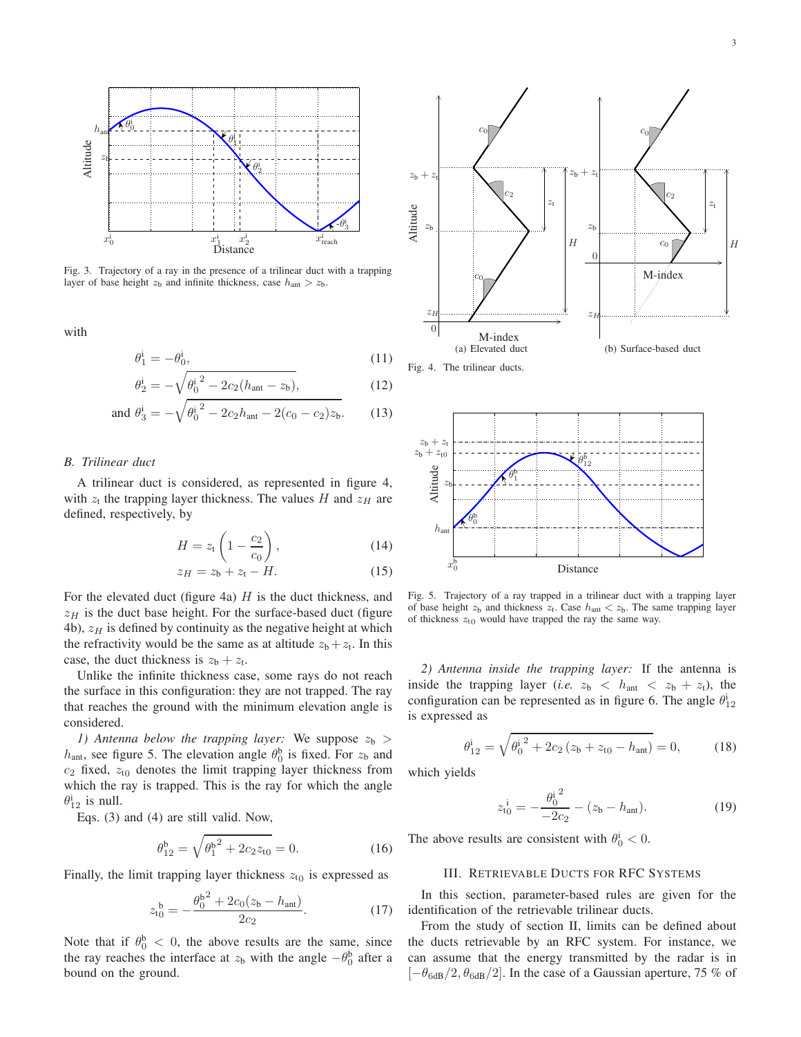Fig. 3. Trajectory of a ray in the presence of a trilinear duct with a trapping layer of base height $z_\mathrm{b}$ and infinite thickness, case $h_\mathrm{ant} > z_\mathrm{b}$.

with

$$\theta_1^\mathrm{i} = -\theta_0^\mathrm{i}, \tag{11}$$

$$\theta_2^\mathrm{i} = -\sqrt{{\theta_0^\mathrm{i}}^2 - 2c_2(h_\mathrm{ant} - z_\mathrm{b})}, \tag{12}$$

$$\text{and } \theta_3^\mathrm{i} = -\sqrt{{\theta_0^\mathrm{i}}^2 - 2c_2 h_\mathrm{ant} - 2(c_0 - c_2)z_\mathrm{b}}. \tag{13}$$

### B. Trilinear duct

A trilinear duct is considered, as represented in figure 4, with $z_\mathrm{t}$ the trapping layer thickness. The values $H$ and $z_H$ are defined, respectively, by

$$H = z_\mathrm{t}\left(1 - \frac{c_2}{c_0}\right), \tag{14}$$

$$z_H = z_\mathrm{b} + z_\mathrm{t} - H. \tag{15}$$

For the elevated duct (figure 4a) $H$ is the duct thickness, and $z_H$ is the duct base height. For the surface-based duct (figure 4b), $z_H$ is defined by continuity as the negative height at which the refractivity would be the same as at altitude $z_\mathrm{b} + z_\mathrm{t}$. In this case, the duct thickness is $z_\mathrm{b} + z_\mathrm{t}$.

Unlike the infinite thickness case, some rays do not reach the surface in this configuration: they are not trapped. The ray that reaches the ground with the minimum elevation angle is considered.

*1) Antenna below the trapping layer:* We suppose $z_\mathrm{b} > h_\mathrm{ant}$, see figure 5. The elevation angle $\theta_0^\mathrm{b}$ is fixed. For $z_\mathrm{b}$ and $c_2$ fixed, $z_{\mathrm{t}0}$ denotes the limit trapping layer thickness from which the ray is trapped. This is the ray for which the angle $\theta_{12}^\mathrm{i}$ is null.

Eqs. (3) and (4) are still valid. Now,

$$\theta_{12}^\mathrm{b} = \sqrt{{\theta_1^\mathrm{b}}^2 + 2c_2 z_{\mathrm{t}0}} = 0. \tag{16}$$

Finally, the limit trapping layer thickness $z_{\mathrm{t}0}$ is expressed as

$$z_{\mathrm{t}0}^{\ \mathrm{b}} = -\frac{{\theta_0^\mathrm{b}}^2 + 2c_0(z_\mathrm{b} - h_\mathrm{ant})}{2c_2}. \tag{17}$$

Note that if $\theta_0^\mathrm{b} < 0$, the above results are the same, since the ray reaches the interface at $z_\mathrm{b}$ with the angle $-\theta_0^\mathrm{b}$ after a bound on the ground.

Fig. 4. The trilinear ducts. (a) Elevated duct (b) Surface-based duct

Fig. 5. Trajectory of a ray trapped in a trilinear duct with a trapping layer of base height $z_\mathrm{b}$ and thickness $z_\mathrm{t}$. Case $h_\mathrm{ant} < z_\mathrm{b}$. The same trapping layer of thickness $z_{\mathrm{t}0}$ would have trapped the ray the same way.

*2) Antenna inside the trapping layer:* If the antenna is inside the trapping layer (*i.e.* $z_\mathrm{b} < h_\mathrm{ant} < z_\mathrm{b} + z_\mathrm{t}$), the configuration can be represented as in figure 6. The angle $\theta_{12}^\mathrm{i}$ is expressed as

$$\theta_{12}^\mathrm{i} = \sqrt{{\theta_0^\mathrm{i}}^2 + 2c_2\left(z_\mathrm{b} + z_{\mathrm{t}0} - h_\mathrm{ant}\right)} = 0, \tag{18}$$

which yields

$$z_{\mathrm{t}0}^{\ \mathrm{i}} = -\frac{{\theta_0^\mathrm{i}}^2}{-2c_2} - (z_\mathrm{b} - h_\mathrm{ant}). \tag{19}$$

The above results are consistent with $\theta_0^\mathrm{i} < 0$.

## III. Retrievable Ducts for RFC Systems

In this section, parameter-based rules are given for the identification of the retrievable trilinear ducts.

From the study of section II, limits can be defined about the ducts retrievable by an RFC system. For instance, we can assume that the energy transmitted by the radar is in $[-\theta_{6\mathrm{dB}}/2, \theta_{6\mathrm{dB}}/2]$. In the case of a Gaussian aperture, 75 % of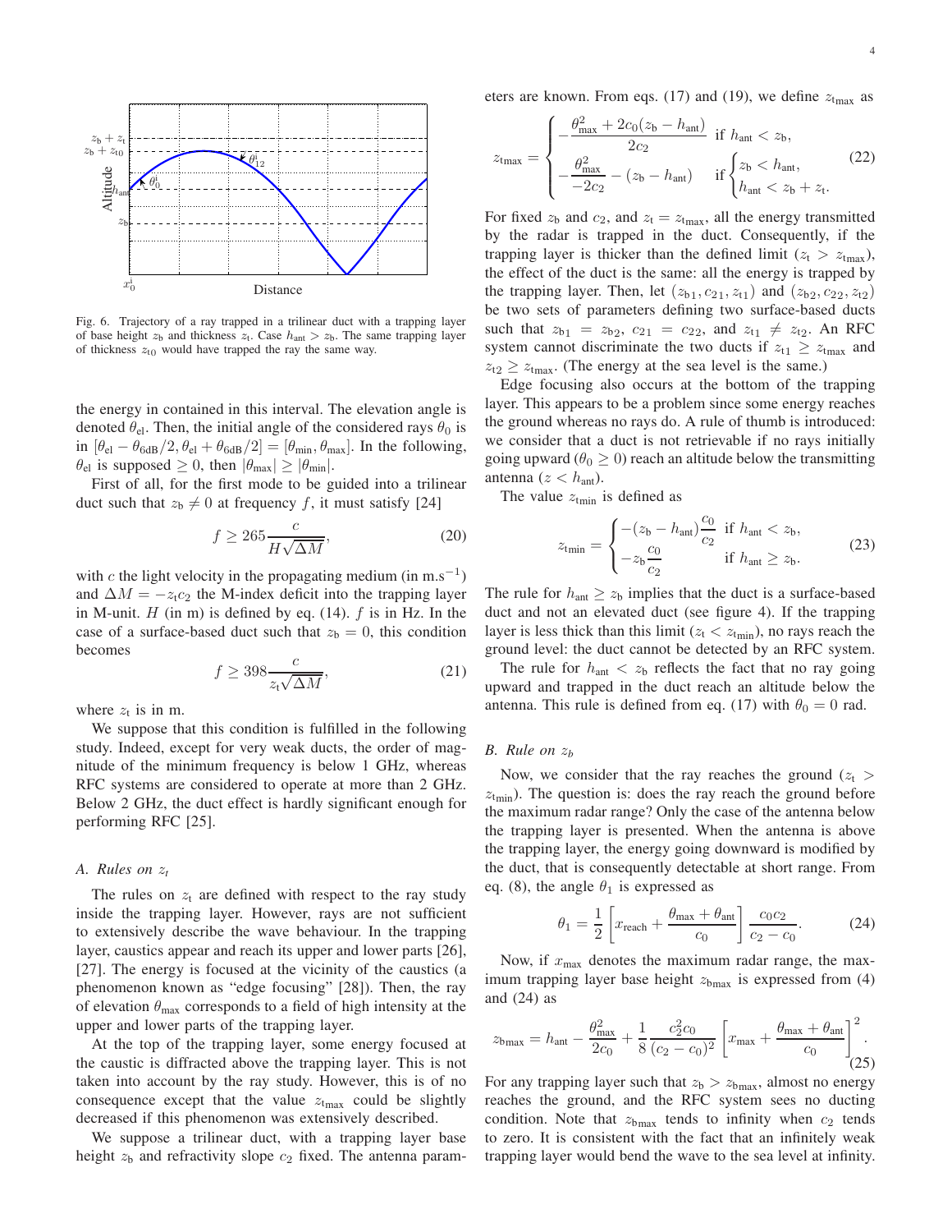Fig. 6. Trajectory of a ray trapped in a trilinear duct with a trapping layer of base height $z_\mathrm{b}$ and thickness $z_\mathrm{t}$. Case $h_\mathrm{ant} > z_\mathrm{b}$. The same trapping layer of thickness $z_{\mathrm{t}0}$ would have trapped the ray the same way.

the energy in contained in this interval. The elevation angle is denoted $\theta_\mathrm{el}$. Then, the initial angle of the considered rays $\theta_0$ is in $[\theta_\mathrm{el} - \theta_{6\mathrm{dB}}/2, \theta_\mathrm{el} + \theta_{6\mathrm{dB}}/2] = [\theta_\mathrm{min}, \theta_\mathrm{max}]$. In the following, $\theta_\mathrm{el}$ is supposed $\geq 0$, then $|\theta_\mathrm{max}| \geq |\theta_\mathrm{min}|$.

First of all, for the first mode to be guided into a trilinear duct such that $z_\mathrm{b} \neq 0$ at frequency $f$, it must satisfy [24]

$$f \geq 265 \frac{c}{H\sqrt{\Delta M}}, \tag{20}$$

with $c$ the light velocity in the propagating medium (in m.s$^{-1}$) and $\Delta M = -z_\mathrm{t} c_2$ the M-index deficit into the trapping layer in M-unit. $H$ (in m) is defined by eq. (14). $f$ is in Hz. In the case of a surface-based duct such that $z_\mathrm{b} = 0$, this condition becomes

$$f \geq 398 \frac{c}{z_\mathrm{t}\sqrt{\Delta M}}, \tag{21}$$

where $z_\mathrm{t}$ is in m.

We suppose that this condition is fulfilled in the following study. Indeed, except for very weak ducts, the order of magnitude of the minimum frequency is below 1 GHz, whereas RFC systems are considered to operate at more than 2 GHz. Below 2 GHz, the duct effect is hardly significant enough for performing RFC [25].

### A. Rules on $z_t$

The rules on $z_\mathrm{t}$ are defined with respect to the ray study inside the trapping layer. However, rays are not sufficient to extensively describe the wave behaviour. In the trapping layer, caustics appear and reach its upper and lower parts [26], [27]. The energy is focused at the vicinity of the caustics (a phenomenon known as "edge focusing" [28]). Then, the ray of elevation $\theta_\mathrm{max}$ corresponds to a field of high intensity at the upper and lower parts of the trapping layer.

At the top of the trapping layer, some energy focused at the caustic is diffracted above the trapping layer. This is not taken into account by the ray study. However, this is of no consequence except that the value $z_{\mathrm{t}\max}$ could be slightly decreased if this phenomenon was extensively described.

We suppose a trilinear duct, with a trapping layer base height $z_\mathrm{b}$ and refractivity slope $c_2$ fixed. The antenna parameters are known. From eqs. (17) and (19), we define $z_{\mathrm{t}\max}$ as

$$z_{\mathrm{t}\max} = \begin{cases} -\dfrac{\theta_\mathrm{max}^2 + 2c_0(z_\mathrm{b} - h_\mathrm{ant})}{2c_2} & \text{if } h_\mathrm{ant} < z_\mathrm{b}, \\ -\dfrac{\theta_\mathrm{max}^2}{-2c_2} - (z_\mathrm{b} - h_\mathrm{ant}) & \text{if } \begin{cases} z_\mathrm{b} < h_\mathrm{ant}, \\ h_\mathrm{ant} < z_\mathrm{b} + z_\mathrm{t}. \end{cases} \end{cases} \tag{22}$$

For fixed $z_\mathrm{b}$ and $c_2$, and $z_\mathrm{t} = z_{\mathrm{t}\max}$, all the energy transmitted by the radar is trapped in the duct. Consequently, if the trapping layer is thicker than the defined limit ($z_\mathrm{t} > z_{\mathrm{t}\max}$), the effect of the duct is the same: all the energy is trapped by the trapping layer. Then, let $(z_{\mathrm{b}1}, c_{21}, z_{\mathrm{t}1})$ and $(z_{\mathrm{b}2}, c_{22}, z_{\mathrm{t}2})$ be two sets of parameters defining two surface-based ducts such that $z_{\mathrm{b}1} = z_{\mathrm{b}2}$, $c_{21} = c_{22}$, and $z_{\mathrm{t}1} \neq z_{\mathrm{t}2}$. An RFC system cannot discriminate the two ducts if $z_{\mathrm{t}1} \geq z_{\mathrm{t}\max}$ and $z_{\mathrm{t}2} \geq z_{\mathrm{t}\max}$. (The energy at the sea level is the same.)

Edge focusing also occurs at the bottom of the trapping layer. This appears to be a problem since some energy reaches the ground whereas no rays do. A rule of thumb is introduced: we consider that a duct is not retrievable if no rays initially going upward ($\theta_0 \geq 0$) reach an altitude below the transmitting antenna ($z < h_\mathrm{ant}$).

The value $z_{\mathrm{t}\min}$ is defined as

$$z_{\mathrm{t}\min} = \begin{cases} -(z_\mathrm{b} - h_\mathrm{ant})\dfrac{c_0}{c_2} & \text{if } h_\mathrm{ant} < z_\mathrm{b}, \\ -z_\mathrm{b}\dfrac{c_0}{c_2} & \text{if } h_\mathrm{ant} \geq z_\mathrm{b}. \end{cases} \tag{23}$$

The rule for $h_\mathrm{ant} \geq z_\mathrm{b}$ implies that the duct is a surface-based duct and not an elevated duct (see figure 4). If the trapping layer is less thick than this limit ($z_\mathrm{t} < z_{\mathrm{t}\min}$), no rays reach the ground level: the duct cannot be detected by an RFC system.

The rule for $h_\mathrm{ant} < z_\mathrm{b}$ reflects the fact that no ray going upward and trapped in the duct reach an altitude below the antenna. This rule is defined from eq. (17) with $\theta_0 = 0$ rad.

### B. Rule on $z_b$

Now, we consider that the ray reaches the ground ($z_\mathrm{t} > z_{\mathrm{t}\min}$). The question is: does the ray reach the ground before the maximum radar range? Only the case of the antenna below the trapping layer is presented. When the antenna is above the trapping layer, the energy going downward is modified by the duct, that is consequently detectable at short range. From eq. (8), the angle $\theta_1$ is expressed as

$$\theta_1 = \frac{1}{2}\left[x_\mathrm{reach} + \frac{\theta_\mathrm{max} + \theta_\mathrm{ant}}{c_0}\right]\frac{c_0 c_2}{c_2 - c_0}. \tag{24}$$

Now, if $x_\mathrm{max}$ denotes the maximum radar range, the maximum trapping layer base height $z_{\mathrm{b}\max}$ is expressed from (4) and (24) as

$$z_{\mathrm{b}\max} = h_\mathrm{ant} - \frac{\theta_\mathrm{max}^2}{2c_0} + \frac{1}{8}\frac{c_2^2 c_0}{(c_2 - c_0)^2}\left[x_\mathrm{max} + \frac{\theta_\mathrm{max} + \theta_\mathrm{ant}}{c_0}\right]^2. \tag{25}$$

For any trapping layer such that $z_\mathrm{b} > z_{\mathrm{b}\max}$, almost no energy reaches the ground, and the RFC system sees no ducting condition. Note that $z_{\mathrm{b}\max}$ tends to infinity when $c_2$ tends to zero. It is consistent with the fact that an infinitely weak trapping layer would bend the wave to the sea level at infinity.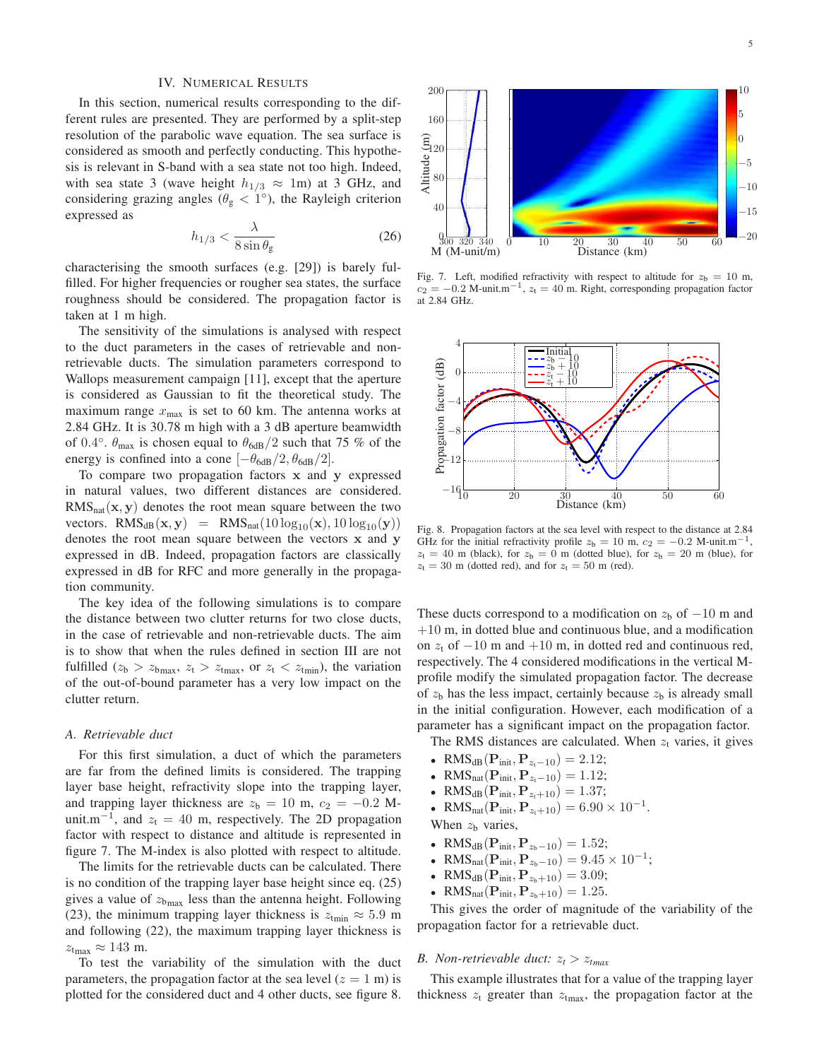## IV. Numerical Results

In this section, numerical results corresponding to the different rules are presented. They are performed by a split-step resolution of the parabolic wave equation. The sea surface is considered as smooth and perfectly conducting. This hypothesis is relevant in S-band with a sea state not too high. Indeed, with sea state 3 (wave height $h_{1/3} \approx 1$m) at 3 GHz, and considering grazing angles ($\theta_g < 1°$), the Rayleigh criterion expressed as

$$h_{1/3} < \frac{\lambda}{8 \sin \theta_g} \tag{26}$$

characterising the smooth surfaces (e.g. [29]) is barely fulfilled. For higher frequencies or rougher sea states, the surface roughness should be considered. The propagation factor is taken at 1 m high.

The sensitivity of the simulations is analysed with respect to the duct parameters in the cases of retrievable and non-retrievable ducts. The simulation parameters correspond to Wallops measurement campaign [11], except that the aperture is considered as Gaussian to fit the theoretical study. The maximum range $x_{max}$ is set to 60 km. The antenna works at 2.84 GHz. It is 30.78 m high with a 3 dB aperture beamwidth of 0.4°. $\theta_{max}$ is chosen equal to $\theta_{6dB}/2$ such that 75 % of the energy is confined into a cone $[-\theta_{6dB}/2, \theta_{6dB}/2]$.

To compare two propagation factors $\mathbf{x}$ and $\mathbf{y}$ expressed in natural values, two different distances are considered. $\text{RMS}_{\text{nat}}(\mathbf{x}, \mathbf{y})$ denotes the root mean square between the two vectors. $\text{RMS}_{\text{dB}}(\mathbf{x}, \mathbf{y}) = \text{RMS}_{\text{nat}}(10 \log_{10}(\mathbf{x}), 10 \log_{10}(\mathbf{y}))$ denotes the root mean square between the vectors $\mathbf{x}$ and $\mathbf{y}$ expressed in dB. Indeed, propagation factors are classically expressed in dB for RFC and more generally in the propagation community.

The key idea of the following simulations is to compare the distance between two clutter returns for two close ducts, in the case of retrievable and non-retrievable ducts. The aim is to show that when the rules defined in section III are not fulfilled ($z_b > z_{b\max}$, $z_t > z_{t\max}$, or $z_t < z_{t\min}$), the variation of the out-of-bound parameter has a very low impact on the clutter return.

### A. Retrievable duct

For this first simulation, a duct of which the parameters are far from the defined limits is considered. The trapping layer base height, refractivity slope into the trapping layer, and trapping layer thickness are $z_b = 10$ m, $c_2 = -0.2$ M-unit.m$^{-1}$, and $z_t = 40$ m, respectively. The 2D propagation factor with respect to distance and altitude is represented in figure 7. The M-index is also plotted with respect to altitude.

The limits for the retrievable ducts can be calculated. There is no condition of the trapping layer base height since eq. (25) gives a value of $z_{b\max}$ less than the antenna height. Following (23), the minimum trapping layer thickness is $z_{t\min} \approx 5.9$ m and following (22), the maximum trapping layer thickness is $z_{t\max} \approx 143$ m.

To test the variability of the simulation with the duct parameters, the propagation factor at the sea level ($z = 1$ m) is plotted for the considered duct and 4 other ducts, see figure 8.

Fig. 7. Left, modified refractivity with respect to altitude for $z_b = 10$ m, $c_2 = -0.2$ M-unit.m$^{-1}$, $z_t = 40$ m. Right, corresponding propagation factor at 2.84 GHz.

Fig. 8. Propagation factors at the sea level with respect to the distance at 2.84 GHz for the initial refractivity profile $z_b = 10$ m, $c_2 = -0.2$ M-unit.m$^{-1}$, $z_t = 40$ m (black), for $z_b = 0$ m (dotted blue), for $z_b = 20$ m (blue), for $z_t = 30$ m (dotted red), and for $z_t = 50$ m (red).

These ducts correspond to a modification on $z_b$ of $-10$ m and $+10$ m, in dotted blue and continuous blue, and a modification on $z_t$ of $-10$ m and $+10$ m, in dotted red and continuous red, respectively. The 4 considered modifications in the vertical M-profile modify the simulated propagation factor. The decrease of $z_b$ has the less impact, certainly because $z_b$ is already small in the initial configuration. However, each modification of a parameter has a significant impact on the propagation factor.

The RMS distances are calculated. When $z_t$ varies, it gives

- $\text{RMS}_{\text{dB}}(\mathbf{P}_{\text{init}}, \mathbf{P}_{z_t-10}) = 2.12$;
- $\text{RMS}_{\text{nat}}(\mathbf{P}_{\text{init}}, \mathbf{P}_{z_t-10}) = 1.12$;
- $\text{RMS}_{\text{dB}}(\mathbf{P}_{\text{init}}, \mathbf{P}_{z_t+10}) = 1.37$;
- $\text{RMS}_{\text{nat}}(\mathbf{P}_{\text{init}}, \mathbf{P}_{z_t+10}) = 6.90 \times 10^{-1}$.

When $z_b$ varies,

- $\text{RMS}_{\text{dB}}(\mathbf{P}_{\text{init}}, \mathbf{P}_{z_b-10}) = 1.52$;
- $\text{RMS}_{\text{nat}}(\mathbf{P}_{\text{init}}, \mathbf{P}_{z_b-10}) = 9.45 \times 10^{-1}$;
- $\text{RMS}_{\text{dB}}(\mathbf{P}_{\text{init}}, \mathbf{P}_{z_b+10}) = 3.09$;
- $\text{RMS}_{\text{nat}}(\mathbf{P}_{\text{init}}, \mathbf{P}_{z_b+10}) = 1.25$.

This gives the order of magnitude of the variability of the propagation factor for a retrievable duct.

### B. Non-retrievable duct: $z_t > z_{t\max}$

This example illustrates that for a value of the trapping layer thickness $z_t$ greater than $z_{t\max}$, the propagation factor at the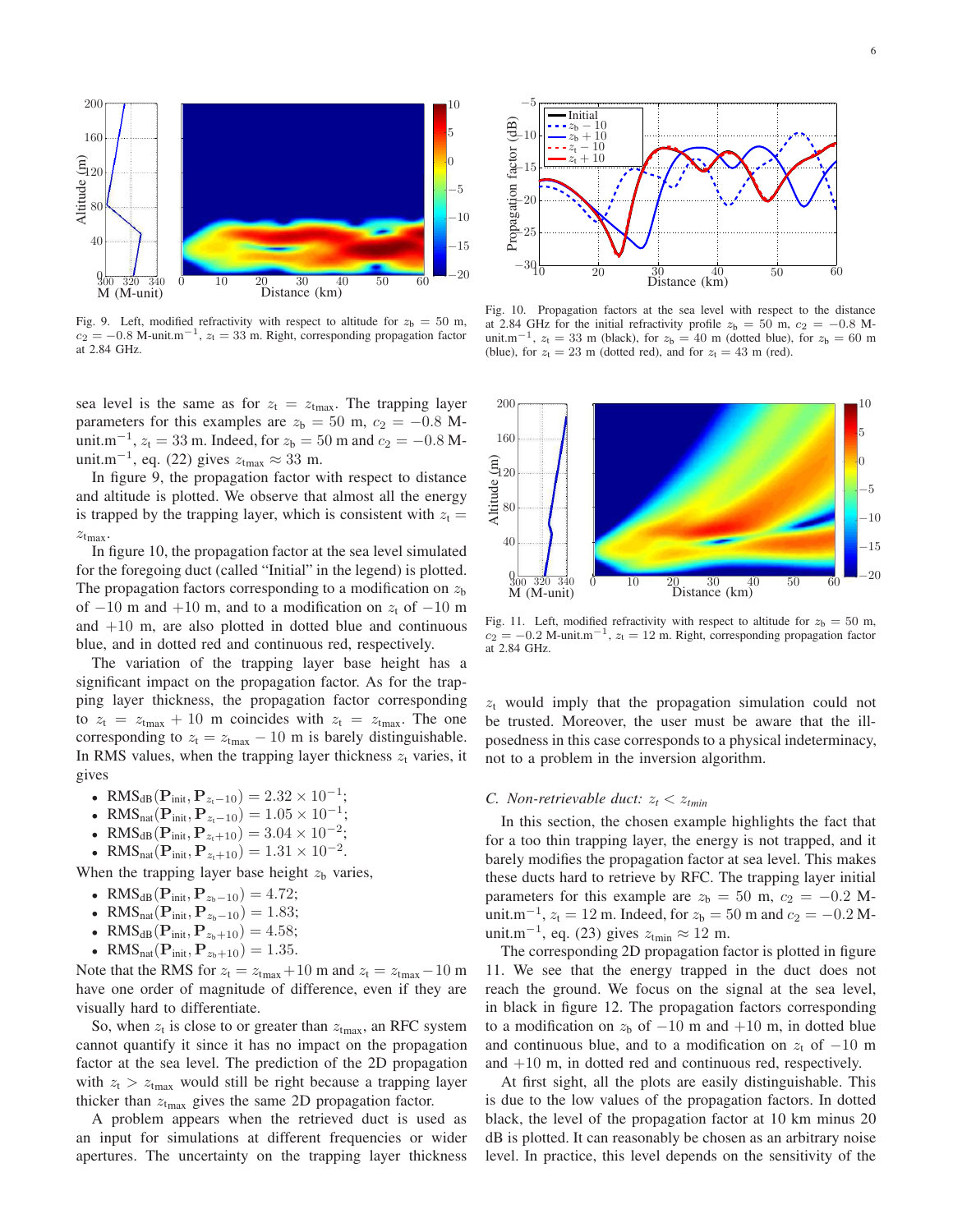Fig. 9. Left, modified refractivity with respect to altitude for $z_b = 50$ m, $c_2 = -0.8$ M-unit.m$^{-1}$, $z_t = 33$ m. Right, corresponding propagation factor at 2.84 GHz.

Fig. 10. Propagation factors at the sea level with respect to the distance at 2.84 GHz for the initial refractivity profile $z_b = 50$ m, $c_2 = -0.8$ M-unit.m$^{-1}$, $z_t = 33$ m (black), for $z_b = 40$ m (dotted blue), for $z_b = 60$ m (blue), for $z_t = 23$ m (dotted red), and for $z_t = 43$ m (red).

sea level is the same as for $z_t = z_{\text{tmax}}$. The trapping layer parameters for this examples are $z_b = 50$ m, $c_2 = -0.8$ M-unit.m$^{-1}$, $z_t = 33$ m. Indeed, for $z_b = 50$ m and $c_2 = -0.8$ M-unit.m$^{-1}$, eq. (22) gives $z_{\text{tmax}} \approx 33$ m.

In figure 9, the propagation factor with respect to distance and altitude is plotted. We observe that almost all the energy is trapped by the trapping layer, which is consistent with $z_t = z_{\text{tmax}}$.

In figure 10, the propagation factor at the sea level simulated for the foregoing duct (called "Initial" in the legend) is plotted. The propagation factors corresponding to a modification on $z_b$ of $-10$ m and $+10$ m, and to a modification on $z_t$ of $-10$ m and $+10$ m, are also plotted in dotted blue and continuous blue, and in dotted red and continuous red, respectively.

The variation of the trapping layer base height has a significant impact on the propagation factor. As for the trapping layer thickness, the propagation factor corresponding to $z_t = z_{\text{tmax}} + 10$ m coincides with $z_t = z_{\text{tmax}}$. The one corresponding to $z_t = z_{\text{tmax}} - 10$ m is barely distinguishable. In RMS values, when the trapping layer thickness $z_t$ varies, it gives

- $\text{RMS}_{\text{dB}}(\mathbf{P}_{\text{init}}, \mathbf{P}_{z_t-10}) = 2.32 \times 10^{-1}$;
- $\text{RMS}_{\text{nat}}(\mathbf{P}_{\text{init}}, \mathbf{P}_{z_t-10}) = 1.05 \times 10^{-1}$;
- $\text{RMS}_{\text{dB}}(\mathbf{P}_{\text{init}}, \mathbf{P}_{z_t+10}) = 3.04 \times 10^{-2}$;
- $\text{RMS}_{\text{nat}}(\mathbf{P}_{\text{init}}, \mathbf{P}_{z_t+10}) = 1.31 \times 10^{-2}$.

When the trapping layer base height $z_b$ varies,

- $\text{RMS}_{\text{dB}}(\mathbf{P}_{\text{init}}, \mathbf{P}_{z_b-10}) = 4.72$;
- $\text{RMS}_{\text{nat}}(\mathbf{P}_{\text{init}}, \mathbf{P}_{z_b-10}) = 1.83$;
- $\text{RMS}_{\text{dB}}(\mathbf{P}_{\text{init}}, \mathbf{P}_{z_b+10}) = 4.58$;
- $\text{RMS}_{\text{nat}}(\mathbf{P}_{\text{init}}, \mathbf{P}_{z_b+10}) = 1.35$.

Note that the RMS for $z_t = z_{\text{tmax}} + 10$ m and $z_t = z_{\text{tmax}} - 10$ m have one order of magnitude of difference, even if they are visually hard to differentiate.

So, when $z_t$ is close to or greater than $z_{\text{tmax}}$, an RFC system cannot quantify it since it has no impact on the propagation factor at the sea level. The prediction of the 2D propagation with $z_t > z_{\text{tmax}}$ would still be right because a trapping layer thicker than $z_{\text{tmax}}$ gives the same 2D propagation factor.

A problem appears when the retrieved duct is used as an input for simulations at different frequencies or wider apertures. The uncertainty on the trapping layer thickness $z_t$ would imply that the propagation simulation could not be trusted. Moreover, the user must be aware that the ill-posedness in this case corresponds to a physical indeterminacy, not to a problem in the inversion algorithm.

Fig. 11. Left, modified refractivity with respect to altitude for $z_b = 50$ m, $c_2 = -0.2$ M-unit.m$^{-1}$, $z_t = 12$ m. Right, corresponding propagation factor at 2.84 GHz.

### C. Non-retrievable duct: $z_t < z_{tmin}$

In this section, the chosen example highlights the fact that for a too thin trapping layer, the energy is not trapped, and it barely modifies the propagation factor at sea level. This makes these ducts hard to retrieve by RFC. The trapping layer initial parameters for this example are $z_b = 50$ m, $c_2 = -0.2$ M-unit.m$^{-1}$, $z_t = 12$ m. Indeed, for $z_b = 50$ m and $c_2 = -0.2$ M-unit.m$^{-1}$, eq. (23) gives $z_{\text{tmin}} \approx 12$ m.

The corresponding 2D propagation factor is plotted in figure 11. We see that the energy trapped in the duct does not reach the ground. We focus on the signal at the sea level, in black in figure 12. The propagation factors corresponding to a modification on $z_b$ of $-10$ m and $+10$ m, in dotted blue and continuous blue, and to a modification on $z_t$ of $-10$ m and $+10$ m, in dotted red and continuous red, respectively.

At first sight, all the plots are easily distinguishable. This is due to the low values of the propagation factors. In dotted black, the level of the propagation factor at 10 km minus 20 dB is plotted. It can reasonably be chosen as an arbitrary noise level. In practice, this level depends on the sensitivity of the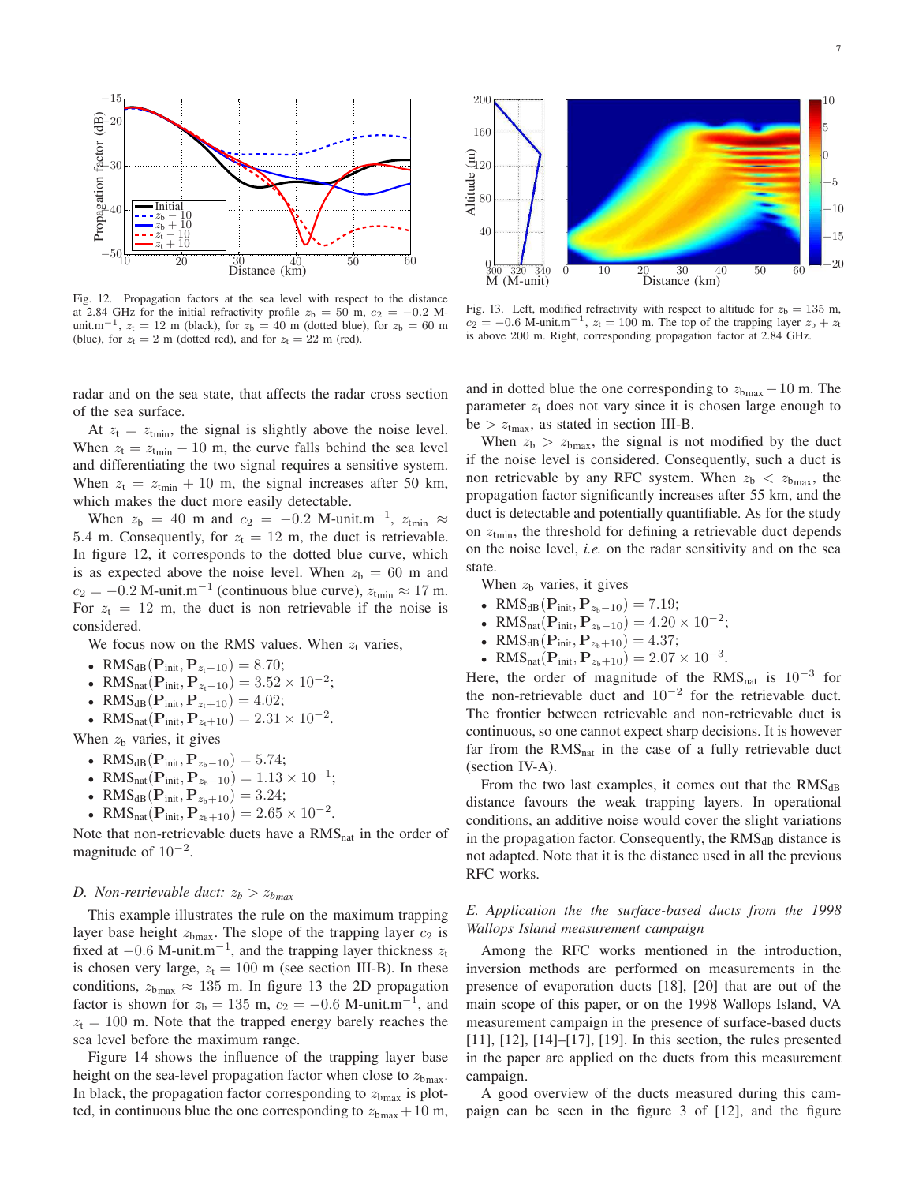Fig. 12. Propagation factors at the sea level with respect to the distance at 2.84 GHz for the initial refractivity profile $z_b = 50$ m, $c_2 = -0.2$ M-unit.m$^{-1}$, $z_t = 12$ m (black), for $z_b = 40$ m (dotted blue), for $z_b = 60$ m (blue), for $z_t = 2$ m (dotted red), and for $z_t = 22$ m (red).

Fig. 13. Left, modified refractivity with respect to altitude for $z_b = 135$ m, $c_2 = -0.6$ M-unit.m$^{-1}$, $z_t = 100$ m. The top of the trapping layer $z_b + z_t$ is above 200 m. Right, corresponding propagation factor at 2.84 GHz.

radar and on the sea state, that affects the radar cross section of the sea surface.

At $z_t = z_{tmin}$, the signal is slightly above the noise level. When $z_t = z_{tmin} - 10$ m, the curve falls behind the sea level and differentiating the two signal requires a sensitive system. When $z_t = z_{tmin} + 10$ m, the signal increases after 50 km, which makes the duct more easily detectable.

When $z_b = 40$ m and $c_2 = -0.2$ M-unit.m$^{-1}$, $z_{tmin} \approx 5.4$ m. Consequently, for $z_t = 12$ m, the duct is retrievable. In figure 12, it corresponds to the dotted blue curve, which is as expected above the noise level. When $z_b = 60$ m and $c_2 = -0.2$ M-unit.m$^{-1}$ (continuous blue curve), $z_{tmin} \approx 17$ m. For $z_t = 12$ m, the duct is non retrievable if the noise is considered.

We focus now on the RMS values. When $z_t$ varies,

- $\text{RMS}_{\text{dB}}(\mathbf{P}_{\text{init}}, \mathbf{P}_{z_t-10}) = 8.70$;
- $\text{RMS}_{\text{nat}}(\mathbf{P}_{\text{init}}, \mathbf{P}_{z_t-10}) = 3.52 \times 10^{-2}$;
- $\text{RMS}_{\text{dB}}(\mathbf{P}_{\text{init}}, \mathbf{P}_{z_t+10}) = 4.02$;
- $\text{RMS}_{\text{nat}}(\mathbf{P}_{\text{init}}, \mathbf{P}_{z_t+10}) = 2.31 \times 10^{-2}$.

When $z_b$ varies, it gives

- $\text{RMS}_{\text{dB}}(\mathbf{P}_{\text{init}}, \mathbf{P}_{z_b-10}) = 5.74$;
- $\text{RMS}_{\text{nat}}(\mathbf{P}_{\text{init}}, \mathbf{P}_{z_b-10}) = 1.13 \times 10^{-1}$;
- $\text{RMS}_{\text{dB}}(\mathbf{P}_{\text{init}}, \mathbf{P}_{z_b+10}) = 3.24$;
- $\text{RMS}_{\text{nat}}(\mathbf{P}_{\text{init}}, \mathbf{P}_{z_b+10}) = 2.65 \times 10^{-2}$.

Note that non-retrievable ducts have a $\text{RMS}_{\text{nat}}$ in the order of magnitude of $10^{-2}$.

### *D. Non-retrievable duct: $z_b > z_{bmax}$*

This example illustrates the rule on the maximum trapping layer base height $z_{bmax}$. The slope of the trapping layer $c_2$ is fixed at $-0.6$ M-unit.m$^{-1}$, and the trapping layer thickness $z_t$ is chosen very large, $z_t = 100$ m (see section III-B). In these conditions, $z_{bmax} \approx 135$ m. In figure 13 the 2D propagation factor is shown for $z_b = 135$ m, $c_2 = -0.6$ M-unit.m$^{-1}$, and $z_t = 100$ m. Note that the trapped energy barely reaches the sea level before the maximum range.

Figure 14 shows the influence of the trapping layer base height on the sea-level propagation factor when close to $z_{bmax}$. In black, the propagation factor corresponding to $z_{bmax}$ is plotted, in continuous blue the one corresponding to $z_{bmax} + 10$ m, and in dotted blue the one corresponding to $z_{bmax} - 10$ m. The parameter $z_t$ does not vary since it is chosen large enough to be $> z_{tmax}$, as stated in section III-B.

When $z_b > z_{bmax}$, the signal is not modified by the duct if the noise level is considered. Consequently, such a duct is non retrievable by any RFC system. When $z_b < z_{bmax}$, the propagation factor significantly increases after 55 km, and the duct is detectable and potentially quantifiable. As for the study on $z_{tmin}$, the threshold for defining a retrievable duct depends on the noise level, *i.e.* on the radar sensitivity and on the sea state.

When $z_b$ varies, it gives

- $\text{RMS}_{\text{dB}}(\mathbf{P}_{\text{init}}, \mathbf{P}_{z_b-10}) = 7.19$;
- $\text{RMS}_{\text{nat}}(\mathbf{P}_{\text{init}}, \mathbf{P}_{z_b-10}) = 4.20 \times 10^{-2}$;
- $\text{RMS}_{\text{dB}}(\mathbf{P}_{\text{init}}, \mathbf{P}_{z_b+10}) = 4.37$;
- $\text{RMS}_{\text{nat}}(\mathbf{P}_{\text{init}}, \mathbf{P}_{z_b+10}) = 2.07 \times 10^{-3}$.

Here, the order of magnitude of the $\text{RMS}_{\text{nat}}$ is $10^{-3}$ for the non-retrievable duct and $10^{-2}$ for the retrievable duct. The frontier between retrievable and non-retrievable duct is continuous, so one cannot expect sharp decisions. It is however far from the $\text{RMS}_{\text{nat}}$ in the case of a fully retrievable duct (section IV-A).

From the two last examples, it comes out that the $\text{RMS}_{\text{dB}}$ distance favours the weak trapping layers. In operational conditions, an additive noise would cover the slight variations in the propagation factor. Consequently, the $\text{RMS}_{\text{dB}}$ distance is not adapted. Note that it is the distance used in all the previous RFC works.

### *E. Application the the surface-based ducts from the 1998 Wallops Island measurement campaign*

Among the RFC works mentioned in the introduction, inversion methods are performed on measurements in the presence of evaporation ducts [18], [20] that are out of the main scope of this paper, or on the 1998 Wallops Island, VA measurement campaign in the presence of surface-based ducts [11], [12], [14]–[17], [19]. In this section, the rules presented in the paper are applied on the ducts from this measurement campaign.

A good overview of the ducts measured during this campaign can be seen in the figure 3 of [12], and the figure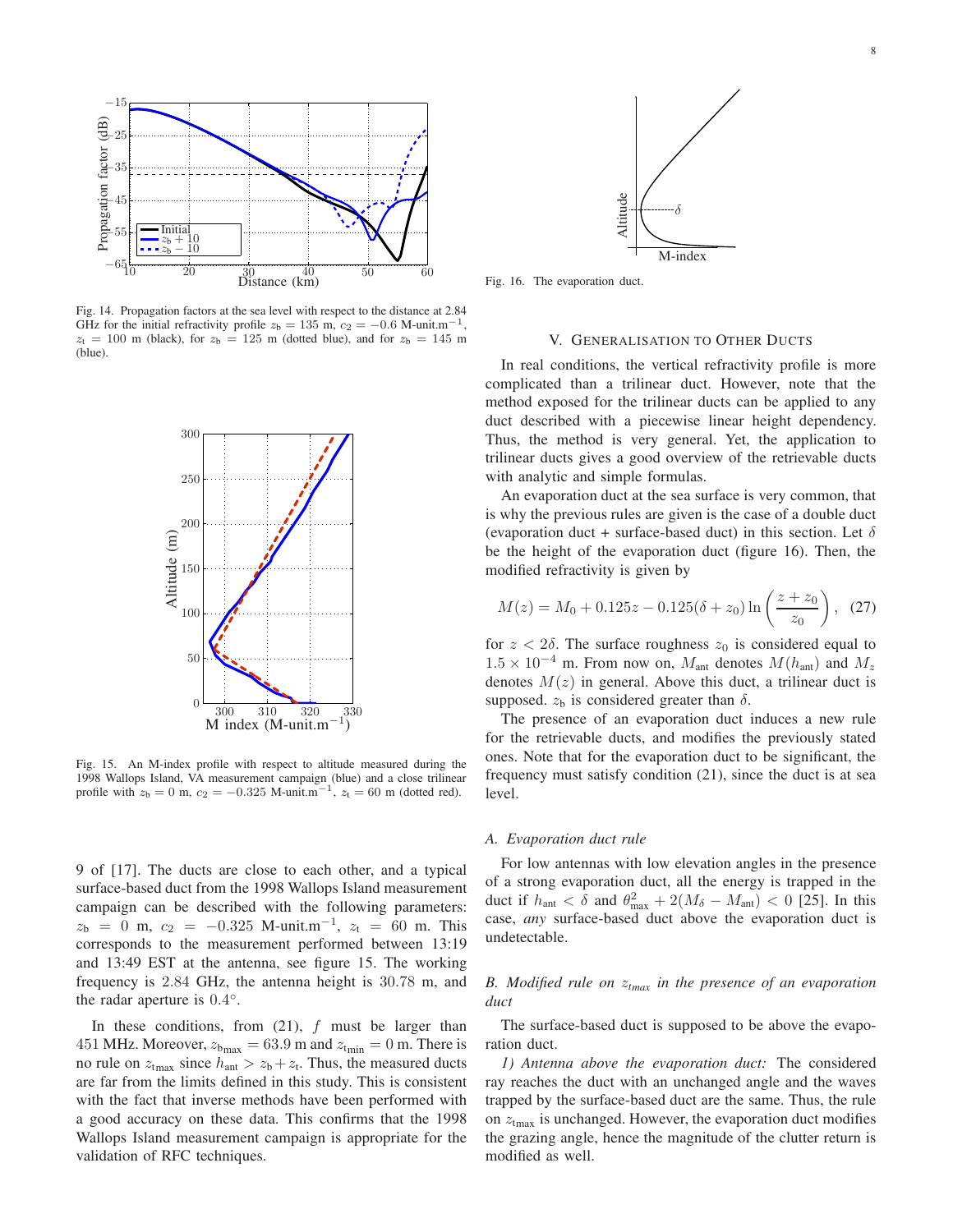Fig. 14. Propagation factors at the sea level with respect to the distance at 2.84 GHz for the initial refractivity profile $z_\text{b} = 135$ m, $c_2 = -0.6$ M-unit.m$^{-1}$, $z_\text{t} = 100$ m (black), for $z_\text{b} = 125$ m (dotted blue), and for $z_\text{b} = 145$ m (blue).

Fig. 15. An M-index profile with respect to altitude measured during the 1998 Wallops Island, VA measurement campaign (blue) and a close trilinear profile with $z_\text{b} = 0$ m, $c_2 = -0.325$ M-unit.m$^{-1}$, $z_\text{t} = 60$ m (dotted red).

9 of [17]. The ducts are close to each other, and a typical surface-based duct from the 1998 Wallops Island measurement campaign can be described with the following parameters: $z_\text{b} = 0$ m, $c_2 = -0.325$ M-unit.m$^{-1}$, $z_\text{t} = 60$ m. This corresponds to the measurement performed between 13:19 and 13:49 EST at the antenna, see figure 15. The working frequency is 2.84 GHz, the antenna height is 30.78 m, and the radar aperture is 0.4°.

In these conditions, from (21), $f$ must be larger than 451 MHz. Moreover, $z_{\text{b}_\text{max}} = 63.9$ m and $z_{\text{t}_\text{min}} = 0$ m. There is no rule on $z_{\text{t}_\text{max}}$ since $h_\text{ant} > z_\text{b} + z_\text{t}$. Thus, the measured ducts are far from the limits defined in this study. This is consistent with the fact that inverse methods have been performed with a good accuracy on these data. This confirms that the 1998 Wallops Island measurement campaign is appropriate for the validation of RFC techniques.

Fig. 16. The evaporation duct.

## V. Generalisation to Other Ducts

In real conditions, the vertical refractivity profile is more complicated than a trilinear duct. However, note that the method exposed for the trilinear ducts can be applied to any duct described with a piecewise linear height dependency. Thus, the method is very general. Yet, the application to trilinear ducts gives a good overview of the retrievable ducts with analytic and simple formulas.

An evaporation duct at the sea surface is very common, that is why the previous rules are given is the case of a double duct (evaporation duct + surface-based duct) in this section. Let $\delta$ be the height of the evaporation duct (figure 16). Then, the modified refractivity is given by

$$M(z) = M_0 + 0.125z - 0.125(\delta + z_0)\ln\left(\frac{z + z_0}{z_0}\right), \quad (27)$$

for $z < 2\delta$. The surface roughness $z_0$ is considered equal to $1.5 \times 10^{-4}$ m. From now on, $M_\text{ant}$ denotes $M(h_\text{ant})$ and $M_z$ denotes $M(z)$ in general. Above this duct, a trilinear duct is supposed. $z_\text{b}$ is considered greater than $\delta$.

The presence of an evaporation duct induces a new rule for the retrievable ducts, and modifies the previously stated ones. Note that for the evaporation duct to be significant, the frequency must satisfy condition (21), since the duct is at sea level.

### A. Evaporation duct rule

For low antennas with low elevation angles in the presence of a strong evaporation duct, all the energy is trapped in the duct if $h_\text{ant} < \delta$ and $\theta_\text{max}^2 + 2(M_\delta - M_\text{ant}) < 0$ [25]. In this case, *any* surface-based duct above the evaporation duct is undetectable.

### B. Modified rule on $z_{\text{t}max}$ in the presence of an evaporation duct

The surface-based duct is supposed to be above the evaporation duct.

*1) Antenna above the evaporation duct:* The considered ray reaches the duct with an unchanged angle and the waves trapped by the surface-based duct are the same. Thus, the rule on $z_{\text{t}\text{max}}$ is unchanged. However, the evaporation duct modifies the grazing angle, hence the magnitude of the clutter return is modified as well.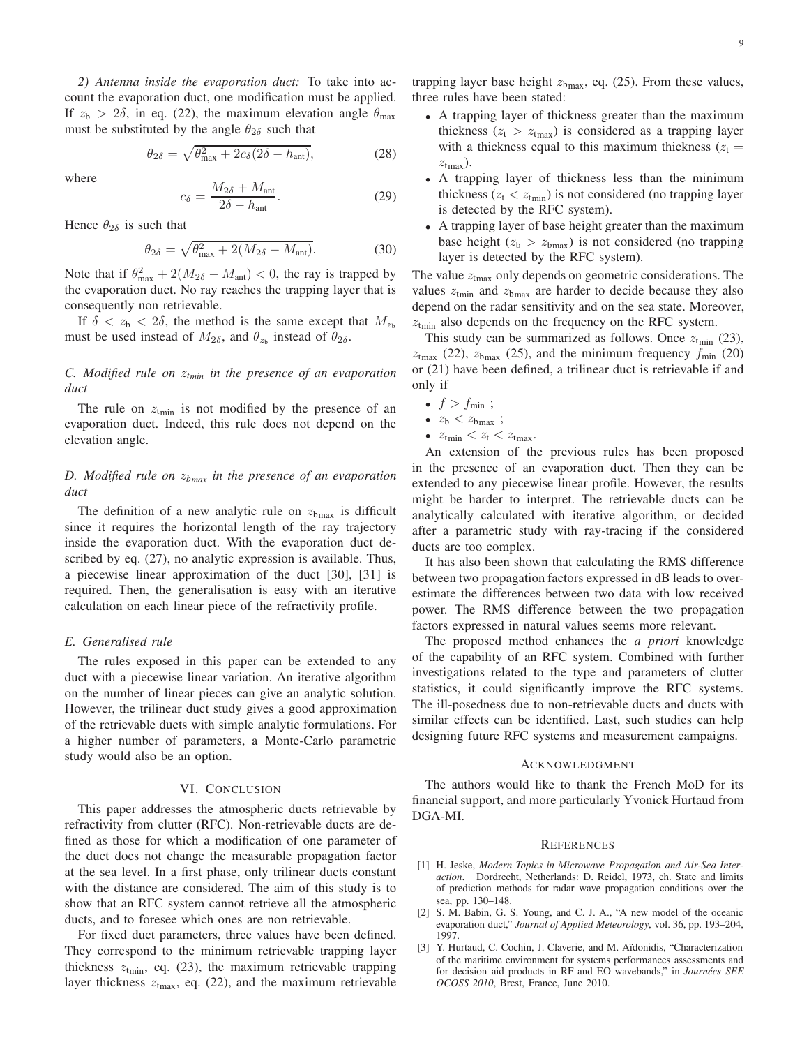*2) Antenna inside the evaporation duct:* To take into account the evaporation duct, one modification must be applied. If $z_\text{b} > 2\delta$, in eq. (22), the maximum elevation angle $\theta_\text{max}$ must be substituted by the angle $\theta_{2\delta}$ such that

$$\theta_{2\delta} = \sqrt{\theta_\text{max}^2 + 2c_\delta(2\delta - h_\text{ant})}, \tag{28}$$

where

$$c_\delta = \frac{M_{2\delta} + M_\text{ant}}{2\delta - h_\text{ant}}. \tag{29}$$

Hence $\theta_{2\delta}$ is such that

$$\theta_{2\delta} = \sqrt{\theta_\text{max}^2 + 2(M_{2\delta} - M_\text{ant})}. \tag{30}$$

Note that if $\theta_\text{max}^2 + 2(M_{2\delta} - M_\text{ant}) < 0$, the ray is trapped by the evaporation duct. No ray reaches the trapping layer that is consequently non retrievable.

If $\delta < z_\text{b} < 2\delta$, the method is the same except that $M_{z_\text{b}}$ must be used instead of $M_{2\delta}$, and $\theta_{z_\text{b}}$ instead of $\theta_{2\delta}$.

### C. Modified rule on $z_{tmin}$ in the presence of an evaporation duct

The rule on $z_\text{tmin}$ is not modified by the presence of an evaporation duct. Indeed, this rule does not depend on the elevation angle.

### D. Modified rule on $z_{bmax}$ in the presence of an evaporation duct

The definition of a new analytic rule on $z_\text{bmax}$ is difficult since it requires the horizontal length of the ray trajectory inside the evaporation duct. With the evaporation duct described by eq. (27), no analytic expression is available. Thus, a piecewise linear approximation of the duct [30], [31] is required. Then, the generalisation is easy with an iterative calculation on each linear piece of the refractivity profile.

### E. Generalised rule

The rules exposed in this paper can be extended to any duct with a piecewise linear variation. An iterative algorithm on the number of linear pieces can give an analytic solution. However, the trilinear duct study gives a good approximation of the retrievable ducts with simple analytic formulations. For a higher number of parameters, a Monte-Carlo parametric study would also be an option.

## VI. Conclusion

This paper addresses the atmospheric ducts retrievable by refractivity from clutter (RFC). Non-retrievable ducts are defined as those for which a modification of one parameter of the duct does not change the measurable propagation factor at the sea level. In a first phase, only trilinear ducts constant with the distance are considered. The aim of this study is to show that an RFC system cannot retrieve all the atmospheric ducts, and to foresee which ones are non retrievable.

For fixed duct parameters, three values have been defined. They correspond to the minimum retrievable trapping layer thickness $z_\text{tmin}$, eq. (23), the maximum retrievable trapping layer thickness $z_\text{tmax}$, eq. (22), and the maximum retrievable trapping layer base height $z_\text{bmax}$, eq. (25). From these values, three rules have been stated:

- A trapping layer of thickness greater than the maximum thickness ($z_\text{t} > z_\text{tmax}$) is considered as a trapping layer with a thickness equal to this maximum thickness ($z_\text{t} = z_\text{tmax}$).
- A trapping layer of thickness less than the minimum thickness ($z_\text{t} < z_\text{tmin}$) is not considered (no trapping layer is detected by the RFC system).
- A trapping layer of base height greater than the maximum base height ($z_\text{b} > z_\text{bmax}$) is not considered (no trapping layer is detected by the RFC system).

The value $z_\text{tmax}$ only depends on geometric considerations. The values $z_\text{tmin}$ and $z_\text{bmax}$ are harder to decide because they also depend on the radar sensitivity and on the sea state. Moreover, $z_\text{tmin}$ also depends on the frequency on the RFC system.

This study can be summarized as follows. Once $z_\text{tmin}$ (23), $z_\text{tmax}$ (22), $z_\text{bmax}$ (25), and the minimum frequency $f_\text{min}$ (20) or (21) have been defined, a trilinear duct is retrievable if and only if

- $f > f_\text{min}$ ;
- $z_\text{b} < z_\text{bmax}$ ;
- $z_\text{tmin} < z_\text{t} < z_\text{tmax}$.

An extension of the previous rules has been proposed in the presence of an evaporation duct. Then they can be extended to any piecewise linear profile. However, the results might be harder to interpret. The retrievable ducts can be analytically calculated with iterative algorithm, or decided after a parametric study with ray-tracing if the considered ducts are too complex.

It has also been shown that calculating the RMS difference between two propagation factors expressed in dB leads to overestimate the differences between two data with low received power. The RMS difference between the two propagation factors expressed in natural values seems more relevant.

The proposed method enhances the *a priori* knowledge of the capability of an RFC system. Combined with further investigations related to the type and parameters of clutter statistics, it could significantly improve the RFC systems. The ill-posedness due to non-retrievable ducts and ducts with similar effects can be identified. Last, such studies can help designing future RFC systems and measurement campaigns.

## Acknowledgment

The authors would like to thank the French MoD for its financial support, and more particularly Yvonick Hurtaud from DGA-MI.

## References

[1] H. Jeske, *Modern Topics in Microwave Propagation and Air-Sea Interaction*. Dordrecht, Netherlands: D. Reidel, 1973, ch. State and limits of prediction methods for radar wave propagation conditions over the sea, pp. 130–148.

[2] S. M. Babin, G. S. Young, and C. J. A., "A new model of the oceanic evaporation duct," *Journal of Applied Meteorology*, vol. 36, pp. 193–204, 1997.

[3] Y. Hurtaud, C. Cochin, J. Claverie, and M. Aïdonidis, "Characterization of the maritime environment for systems performances assessments and for decision aid products in RF and EO wavebands," in *Journées SEE OCOSS 2010*, Brest, France, June 2010.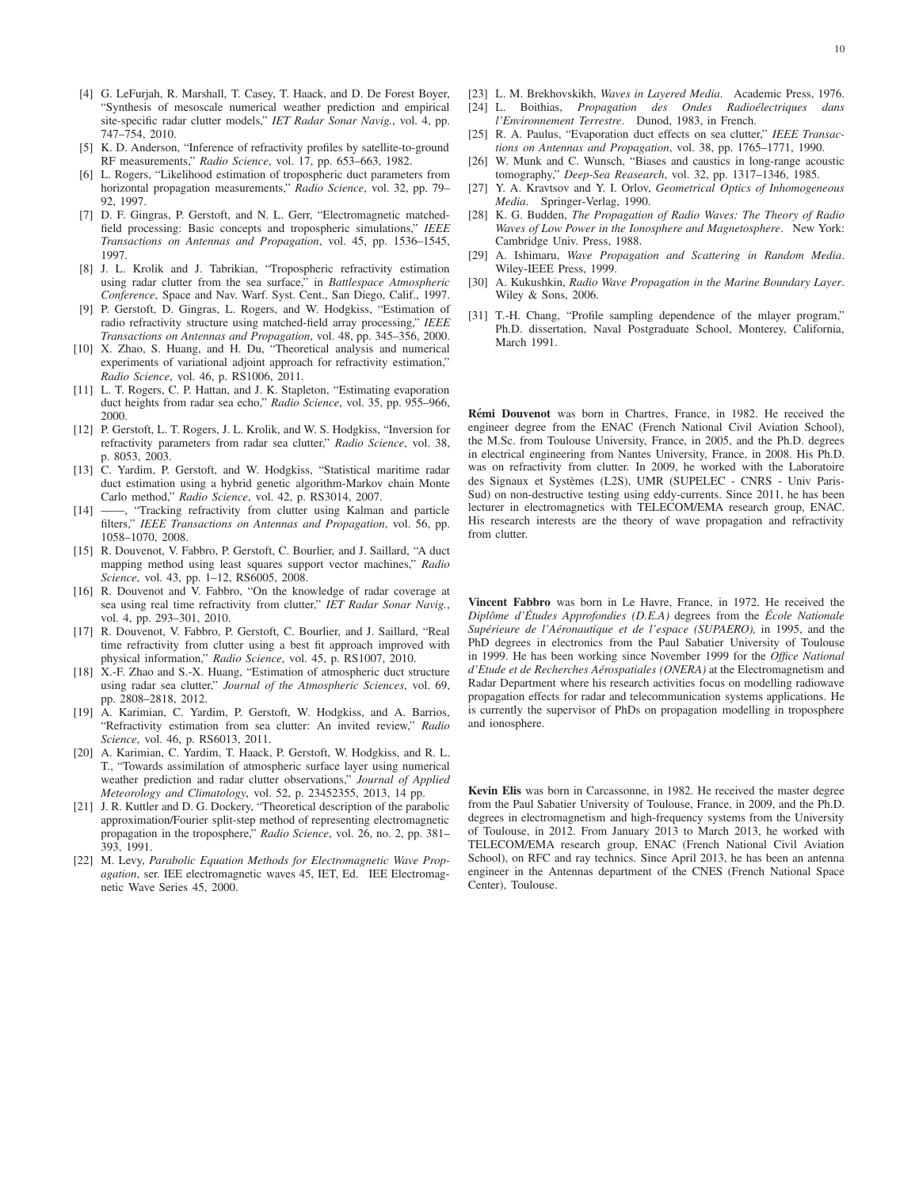[4] G. LeFurjah, R. Marshall, T. Casey, T. Haack, and D. De Forest Boyer, "Synthesis of mesoscale numerical weather prediction and empirical site-specific radar clutter models," *IET Radar Sonar Navig.*, vol. 4, pp. 747–754, 2010.

[5] K. D. Anderson, "Inference of refractivity profiles by satellite-to-ground RF measurements," *Radio Science*, vol. 17, pp. 653–663, 1982.

[6] L. Rogers, "Likelihood estimation of tropospheric duct parameters from horizontal propagation measurements," *Radio Science*, vol. 32, pp. 79–92, 1997.

[7] D. F. Gingras, P. Gerstoft, and N. L. Gerr, "Electromagnetic matched-field processing: Basic concepts and tropospheric simulations," *IEEE Transactions on Antennas and Propagation*, vol. 45, pp. 1536–1545, 1997.

[8] J. L. Krolik and J. Tabrikian, "Tropospheric refractivity estimation using radar clutter from the sea surface," in *Battlespace Atmospheric Conference*, Space and Nav. Warf. Syst. Cent., San Diego, Calif., 1997.

[9] P. Gerstoft, D. Gingras, L. Rogers, and W. Hodgkiss, "Estimation of radio refractivity structure using matched-field array processing," *IEEE Transactions on Antennas and Propagation*, vol. 48, pp. 345–356, 2000.

[10] X. Zhao, S. Huang, and H. Du, "Theoretical analysis and numerical experiments of variational adjoint approach for refractivity estimation," *Radio Science*, vol. 46, p. RS1006, 2011.

[11] L. T. Rogers, C. P. Hattan, and J. K. Stapleton, "Estimating evaporation duct heights from radar sea echo," *Radio Science*, vol. 35, pp. 955–966, 2000.

[12] P. Gerstoft, L. T. Rogers, J. L. Krolik, and W. S. Hodgkiss, "Inversion for refractivity parameters from radar sea clutter," *Radio Science*, vol. 38, p. 8053, 2003.

[13] C. Yardim, P. Gerstoft, and W. Hodgkiss, "Statistical maritime radar duct estimation using a hybrid genetic algorithm-Markov chain Monte Carlo method," *Radio Science*, vol. 42, p. RS3014, 2007.

[14] ——, "Tracking refractivity from clutter using Kalman and particle filters," *IEEE Transactions on Antennas and Propagation*, vol. 56, pp. 1058–1070, 2008.

[15] R. Douvenot, V. Fabbro, P. Gerstoft, C. Bourlier, and J. Saillard, "A duct mapping method using least squares support vector machines," *Radio Science*, vol. 43, pp. 1–12, RS6005, 2008.

[16] R. Douvenot and V. Fabbro, "On the knowledge of radar coverage at sea using real time refractivity from clutter," *IET Radar Sonar Navig.*, vol. 4, pp. 293–301, 2010.

[17] R. Douvenot, V. Fabbro, P. Gerstoft, C. Bourlier, and J. Saillard, "Real time refractivity from clutter using a best fit approach improved with physical information," *Radio Science*, vol. 45, p. RS1007, 2010.

[18] X.-F. Zhao and S.-X. Huang, "Estimation of atmospheric duct structure using radar sea clutter," *Journal of the Atmospheric Sciences*, vol. 69, pp. 2808–2818, 2012.

[19] A. Karimian, C. Yardim, P. Gerstoft, W. Hodgkiss, and A. Barrios, "Refractivity estimation from sea clutter: An invited review," *Radio Science*, vol. 46, p. RS6013, 2011.

[20] A. Karimian, C. Yardim, T. Haack, P. Gerstoft, W. Hodgkiss, and R. L. T., "Towards assimilation of atmospheric surface layer using numerical weather prediction and radar clutter observations," *Journal of Applied Meteorology and Climatology*, vol. 52, p. 23452355, 2013, 14 pp.

[21] J. R. Kuttler and D. G. Dockery, "Theoretical description of the parabolic approximation/Fourier split-step method of representing electromagnetic propagation in the troposphere," *Radio Science*, vol. 26, no. 2, pp. 381–393, 1991.

[22] M. Levy, *Parabolic Equation Methods for Electromagnetic Wave Propagation*, ser. IEE electromagnetic waves 45, IET, Ed. IEE Electromagnetic Wave Series 45, 2000.

[23] L. M. Brekhovskikh, *Waves in Layered Media*. Academic Press, 1976.

[24] L. Boithias, *Propagation des Ondes Radioélectriques dans l'Environnement Terrestre*. Dunod, 1983, in French.

[25] R. A. Paulus, "Evaporation duct effects on sea clutter," *IEEE Transactions on Antennas and Propagation*, vol. 38, pp. 1765–1771, 1990.

[26] W. Munk and C. Wunsch, "Biases and caustics in long-range acoustic tomography," *Deep-Sea Reasearch*, vol. 32, pp. 1317–1346, 1985.

[27] Y. A. Kravtsov and Y. I. Orlov, *Geometrical Optics of Inhomogeneous Media*. Springer-Verlag, 1990.

[28] K. G. Budden, *The Propagation of Radio Waves: The Theory of Radio Waves of Low Power in the Ionosphere and Magnetosphere*. New York: Cambridge Univ. Press, 1988.

[29] A. Ishimaru, *Wave Propagation and Scattering in Random Media*. Wiley-IEEE Press, 1999.

[30] A. Kukushkin, *Radio Wave Propagation in the Marine Boundary Layer*. Wiley & Sons, 2006.

[31] T.-H. Chang, "Profile sampling dependence of the mlayer program," Ph.D. dissertation, Naval Postgraduate School, Monterey, California, March 1991.

**Rémi Douvenot** was born in Chartres, France, in 1982. He received the engineer degree from the ENAC (French National Civil Aviation School), the M.Sc. from Toulouse University, France, in 2005, and the Ph.D. degrees in electrical engineering from Nantes University, France, in 2008. His Ph.D. was on refractivity from clutter. In 2009, he worked with the Laboratoire des Signaux et Systèmes (L2S), UMR (SUPELEC - CNRS - Univ Paris-Sud) on non-destructive testing using eddy-currents. Since 2011, he has been lecturer in electromagnetics with TELECOM/EMA research group, ENAC. His research interests are the theory of wave propagation and refractivity from clutter.

**Vincent Fabbro** was born in Le Havre, France, in 1972. He received the *Diplôme d'Études Approfondies (D.E.A)* degrees from the *École Nationale Supérieure de l'Aéronautique et de l'espace (SUPAERO),* in 1995, and the PhD degrees in electronics from the Paul Sabatier University of Toulouse in 1999. He has been working since November 1999 for the *Office National d'Etude et de Recherches Aérospatiales (ONERA)* at the Electromagnetism and Radar Department where his research activities focus on modelling radiowave propagation effects for radar and telecommunication systems applications. He is currently the supervisor of PhDs on propagation modelling in troposphere and ionosphere.

**Kevin Elis** was born in Carcassonne, in 1982. He received the master degree from the Paul Sabatier University of Toulouse, France, in 2009, and the Ph.D. degrees in electromagnetism and high-frequency systems from the University of Toulouse, in 2012. From January 2013 to March 2013, he worked with TELECOM/EMA research group, ENAC (French National Civil Aviation School), on RFC and ray technics. Since April 2013, he has been an antenna engineer in the Antennas department of the CNES (French National Space Center), Toulouse.